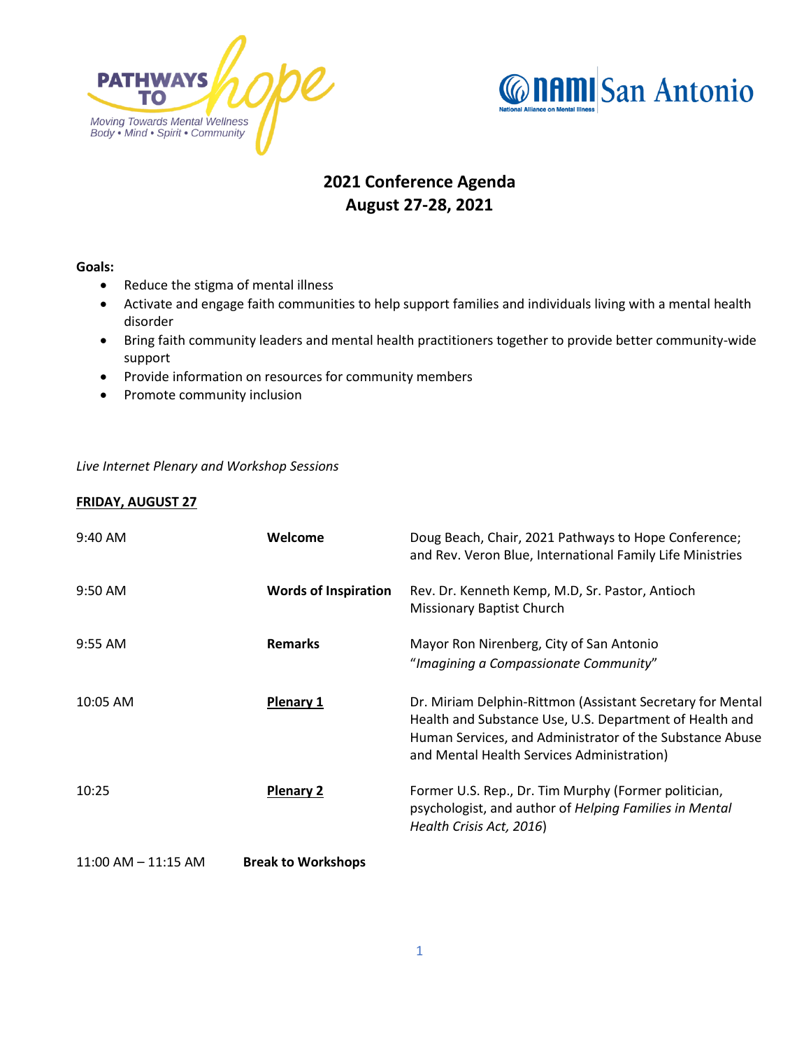PATHWAYS TO hope

*Moving Towards Mental Wellness*
*Body • Mind • Spirit • Community*

NAMI San Antonio
National Alliance on Mental Illness

# 2021 Conference Agenda
# August 27-28, 2021

**Goals:**

- Reduce the stigma of mental illness
- Activate and engage faith communities to help support families and individuals living with a mental health disorder
- Bring faith community leaders and mental health practitioners together to provide better community-wide support
- Provide information on resources for community members
- Promote community inclusion

*Live Internet Plenary and Workshop Sessions*

**FRIDAY, AUGUST 27**

| | | |
|---|---|---|
| 9:40 AM | **Welcome** | Doug Beach, Chair, 2021 Pathways to Hope Conference; and Rev. Veron Blue, International Family Life Ministries |
| 9:50 AM | **Words of Inspiration** | Rev. Dr. Kenneth Kemp, M.D, Sr. Pastor, Antioch Missionary Baptist Church |
| 9:55 AM | **Remarks** | Mayor Ron Nirenberg, City of San Antonio "*Imagining a Compassionate Community*" |
| 10:05 AM | **Plenary 1** | Dr. Miriam Delphin-Rittmon (Assistant Secretary for Mental Health and Substance Use, U.S. Department of Health and Human Services, and Administrator of the Substance Abuse and Mental Health Services Administration) |
| 10:25 | **Plenary 2** | Former U.S. Rep., Dr. Tim Murphy (Former politician, psychologist, and author of *Helping Families in Mental Health Crisis Act, 2016*) |
| 11:00 AM – 11:15 AM | **Break to Workshops** | |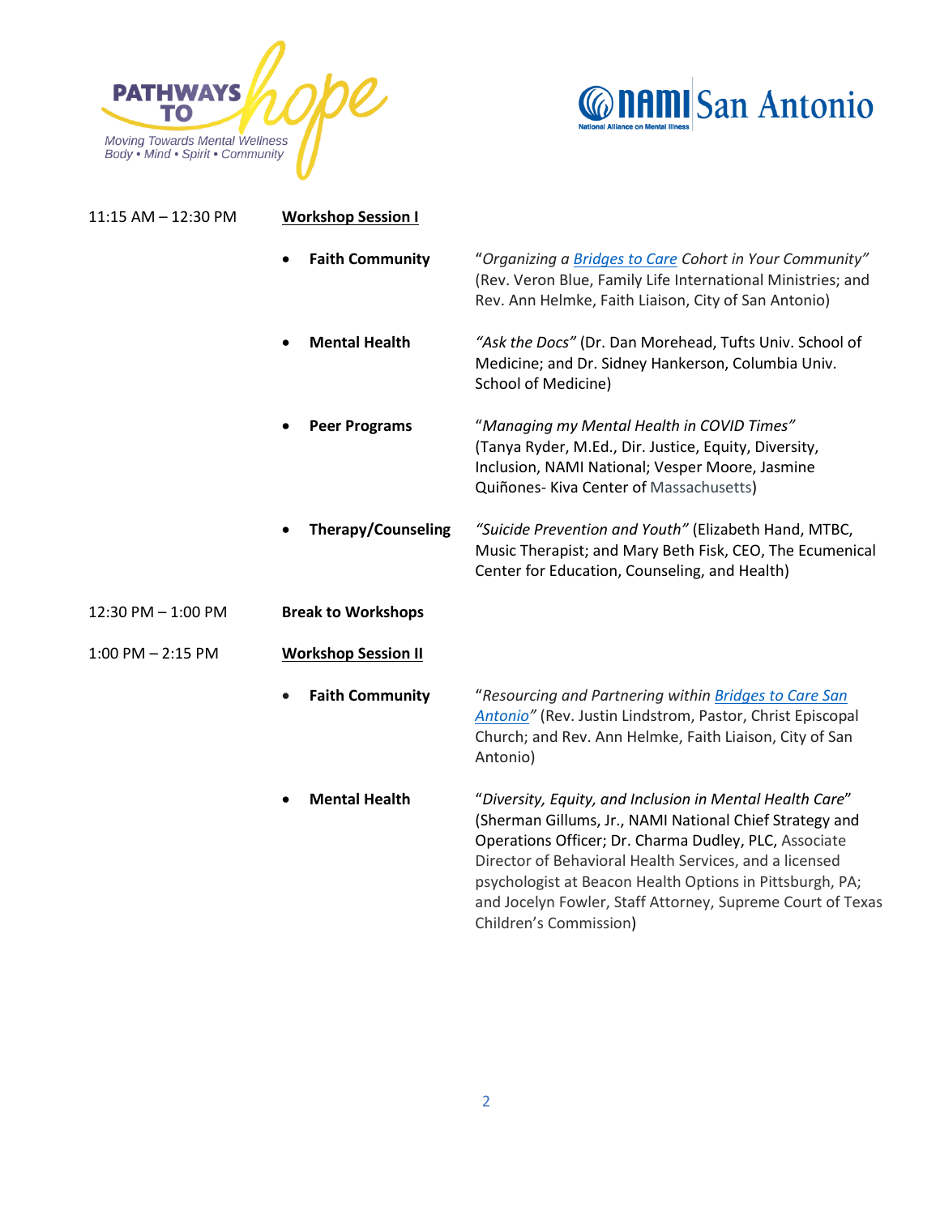Pathways to Hope — Moving Towards Mental Wellness — Body • Mind • Spirit • Community

NAMI San Antonio — National Alliance on Mental Illness

**11:15 AM – 12:30 PM** — **Workshop Session I**

- **Faith Community** — "*Organizing a Bridges to Care Cohort in Your Community*" (Rev. Veron Blue, Family Life International Ministries; and Rev. Ann Helmke, Faith Liaison, City of San Antonio)
- **Mental Health** — *"Ask the Docs"* (Dr. Dan Morehead, Tufts Univ. School of Medicine; and Dr. Sidney Hankerson, Columbia Univ. School of Medicine)
- **Peer Programs** — "*Managing my Mental Health in COVID Times*" (Tanya Ryder, M.Ed., Dir. Justice, Equity, Diversity, Inclusion, NAMI National; Vesper Moore, Jasmine Quiñones- Kiva Center of Massachusetts)
- **Therapy/Counseling** — *"Suicide Prevention and Youth"* (Elizabeth Hand, MTBC, Music Therapist; and Mary Beth Fisk, CEO, The Ecumenical Center for Education, Counseling, and Health)

**12:30 PM – 1:00 PM** — **Break to Workshops**

**1:00 PM – 2:15 PM** — **Workshop Session II**

- **Faith Community** — "*Resourcing and Partnering within Bridges to Care San Antonio*" (Rev. Justin Lindstrom, Pastor, Christ Episcopal Church; and Rev. Ann Helmke, Faith Liaison, City of San Antonio)
- **Mental Health** — "*Diversity, Equity, and Inclusion in Mental Health Care*" (Sherman Gillums, Jr., NAMI National Chief Strategy and Operations Officer; Dr. Charma Dudley, PLC, Associate Director of Behavioral Health Services, and a licensed psychologist at Beacon Health Options in Pittsburgh, PA; and Jocelyn Fowler, Staff Attorney, Supreme Court of Texas Children's Commission)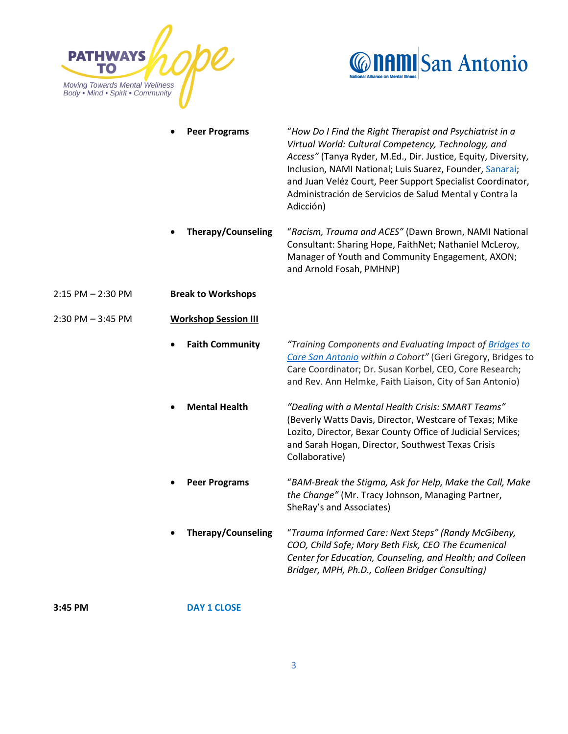- **Peer Programs** — "*How Do I Find the Right Therapist and Psychiatrist in a Virtual World: Cultural Competency, Technology, and Access*" (Tanya Ryder, M.Ed., Dir. Justice, Equity, Diversity, Inclusion, NAMI National; Luis Suarez, Founder, Sanarai; and Juan Veléz Court, Peer Support Specialist Coordinator, Administración de Servicios de Salud Mental y Contra la Adicción)

- **Therapy/Counseling** — "*Racism, Trauma and ACES*" (Dawn Brown, NAMI National Consultant: Sharing Hope, FaithNet; Nathaniel McLeroy, Manager of Youth and Community Engagement, AXON; and Arnold Fosah, PMHNP)

2:15 PM – 2:30 PM **Break to Workshops**

2:30 PM – 3:45 PM **Workshop Session III**

- **Faith Community** — *"Training Components and Evaluating Impact of Bridges to Care San Antonio within a Cohort"* (Geri Gregory, Bridges to Care Coordinator; Dr. Susan Korbel, CEO, Core Research; and Rev. Ann Helmke, Faith Liaison, City of San Antonio)

- **Mental Health** — *"Dealing with a Mental Health Crisis: SMART Teams"* (Beverly Watts Davis, Director, Westcare of Texas; Mike Lozito, Director, Bexar County Office of Judicial Services; and Sarah Hogan, Director, Southwest Texas Crisis Collaborative)

- **Peer Programs** — "*BAM-Break the Stigma, Ask for Help, Make the Call, Make the Change*" (Mr. Tracy Johnson, Managing Partner, SheRay's and Associates)

- **Therapy/Counseling** — "*Trauma Informed Care: Next Steps" (Randy McGibeny, COO, Child Safe; Mary Beth Fisk, CEO The Ecumenical Center for Education, Counseling, and Health; and Colleen Bridger, MPH, Ph.D., Colleen Bridger Consulting)*

**3:45 PM** **DAY 1 CLOSE**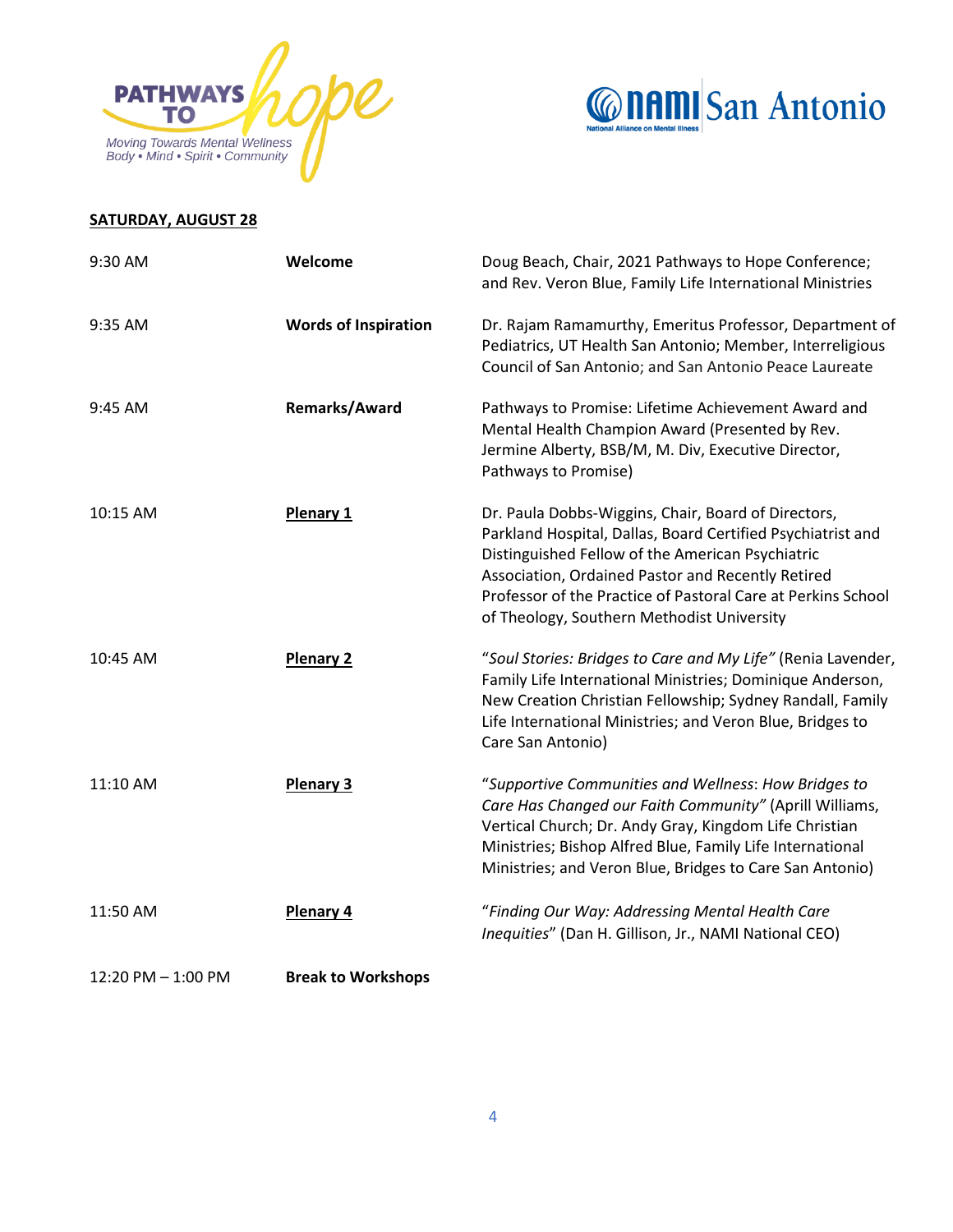**SATURDAY, AUGUST 28**

| | | |
|---|---|---|
| 9:30 AM | **Welcome** | Doug Beach, Chair, 2021 Pathways to Hope Conference; and Rev. Veron Blue, Family Life International Ministries |
| 9:35 AM | **Words of Inspiration** | Dr. Rajam Ramamurthy, Emeritus Professor, Department of Pediatrics, UT Health San Antonio; Member, Interreligious Council of San Antonio; and San Antonio Peace Laureate |
| 9:45 AM | **Remarks/Award** | Pathways to Promise: Lifetime Achievement Award and Mental Health Champion Award (Presented by Rev. Jermine Alberty, BSB/M, M. Div, Executive Director, Pathways to Promise) |
| 10:15 AM | **Plenary 1** | Dr. Paula Dobbs-Wiggins, Chair, Board of Directors, Parkland Hospital, Dallas, Board Certified Psychiatrist and Distinguished Fellow of the American Psychiatric Association, Ordained Pastor and Recently Retired Professor of the Practice of Pastoral Care at Perkins School of Theology, Southern Methodist University |
| 10:45 AM | **Plenary 2** | "*Soul Stories: Bridges to Care and My Life"* (Renia Lavender, Family Life International Ministries; Dominique Anderson, New Creation Christian Fellowship; Sydney Randall, Family Life International Ministries; and Veron Blue, Bridges to Care San Antonio) |
| 11:10 AM | **Plenary 3** | "*Supportive Communities and Wellness*: *How Bridges to Care Has Changed our Faith Community"* (Aprill Williams, Vertical Church; Dr. Andy Gray, Kingdom Life Christian Ministries; Bishop Alfred Blue, Family Life International Ministries; and Veron Blue, Bridges to Care San Antonio) |
| 11:50 AM | **Plenary 4** | "*Finding Our Way: Addressing Mental Health Care Inequities*" (Dan H. Gillison, Jr., NAMI National CEO) |
| 12:20 PM – 1:00 PM | **Break to Workshops** | |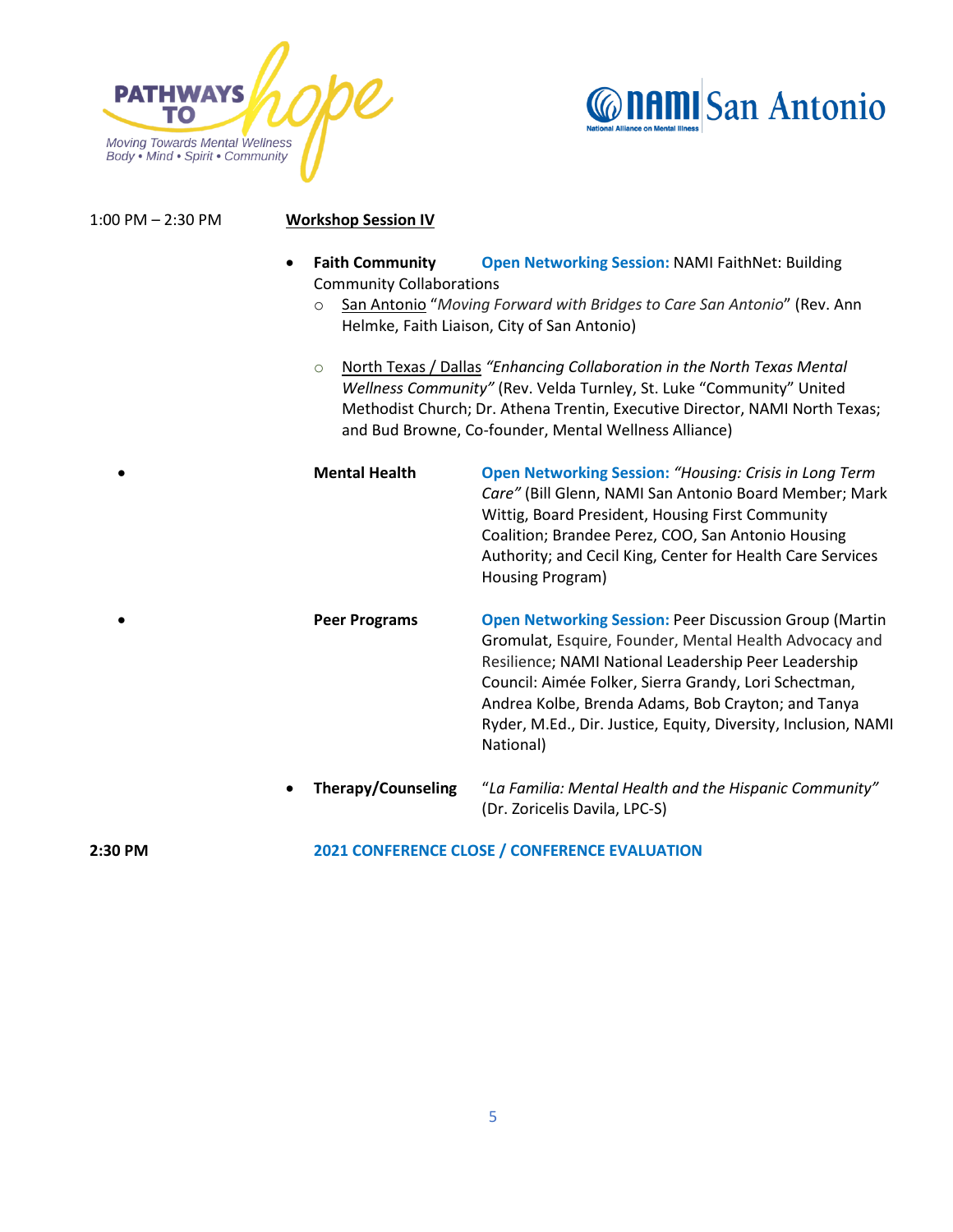Pathways to Hope — Moving Towards Mental Wellness — Body • Mind • Spirit • Community

NAMI San Antonio — National Alliance on Mental Illness

1:00 PM – 2:30 PM **Workshop Session IV**

- **Faith Community** **Open Networking Session:** NAMI FaithNet: Building Community Collaborations
  - San Antonio "*Moving Forward with Bridges to Care San Antonio*" (Rev. Ann Helmke, Faith Liaison, City of San Antonio)
  - North Texas / Dallas *"Enhancing Collaboration in the North Texas Mental Wellness Community"* (Rev. Velda Turnley, St. Luke "Community" United Methodist Church; Dr. Athena Trentin, Executive Director, NAMI North Texas; and Bud Browne, Co-founder, Mental Wellness Alliance)
- **Mental Health** **Open Networking Session:** *"Housing: Crisis in Long Term Care"* (Bill Glenn, NAMI San Antonio Board Member; Mark Wittig, Board President, Housing First Community Coalition; Brandee Perez, COO, San Antonio Housing Authority; and Cecil King, Center for Health Care Services Housing Program)
- **Peer Programs** **Open Networking Session:** Peer Discussion Group (Martin Gromulat, Esquire, Founder, Mental Health Advocacy and Resilience; NAMI National Leadership Peer Leadership Council: Aimée Folker, Sierra Grandy, Lori Schectman, Andrea Kolbe, Brenda Adams, Bob Crayton; and Tanya Ryder, M.Ed., Dir. Justice, Equity, Diversity, Inclusion, NAMI National)
- **Therapy/Counseling** "*La Familia: Mental Health and the Hispanic Community"* (Dr. Zoricelis Davila, LPC-S)

**2:30 PM** **2021 CONFERENCE CLOSE / CONFERENCE EVALUATION**